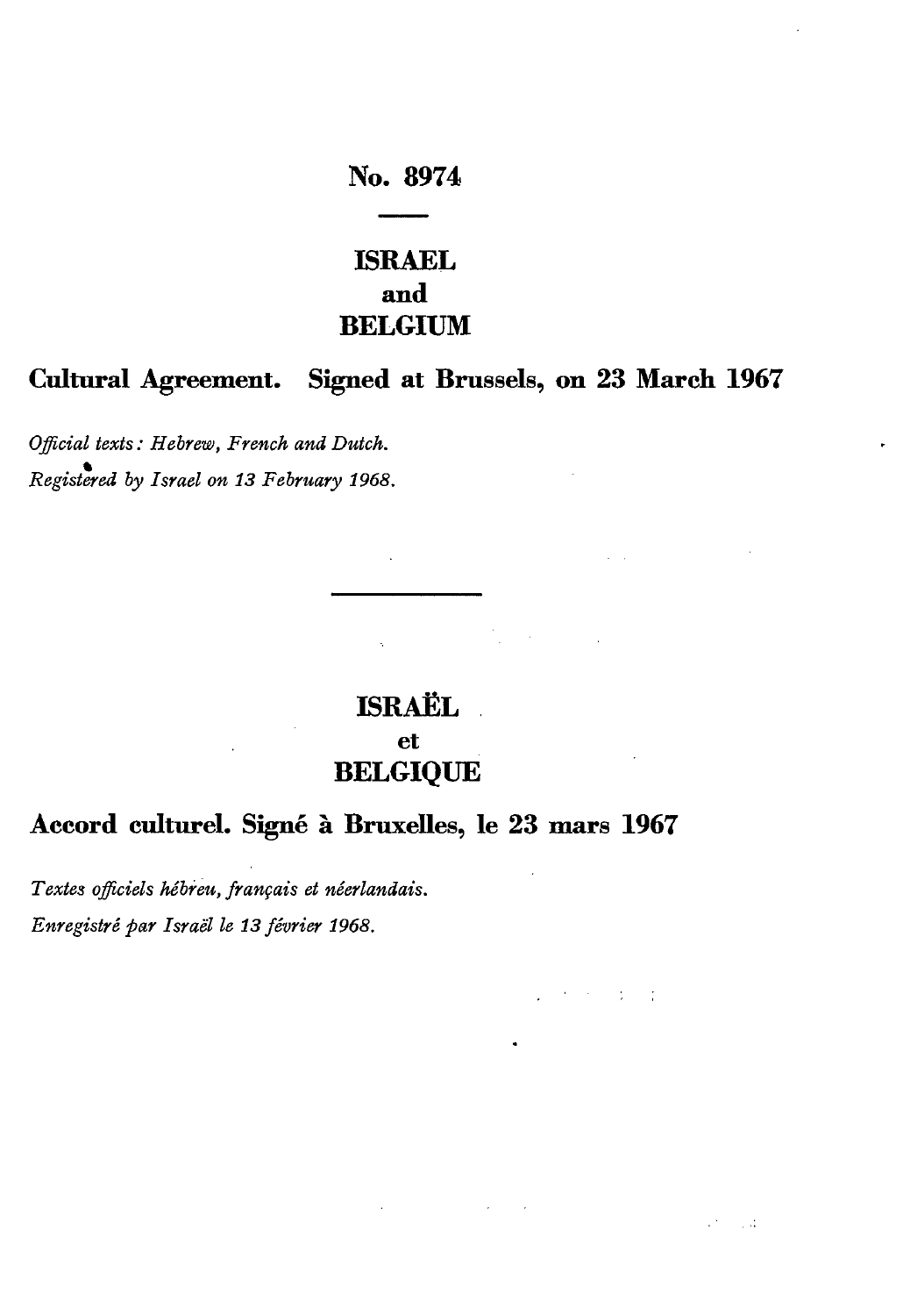# No. 8974

## ISRAEL
## and
## BELGIUM

### Cultural Agreement. Signed at Brussels, on 23 March 1967

*Official texts: Hebrew, French and Dutch.*
*Registered by Israel on 13 February 1968.*

---

## ISRAËL
## et
## BELGIQUE

### Accord culturel. Signé à Bruxelles, le 23 mars 1967

*Textes officiels hébreu, français et néerlandais.*
*Enregistré par Israël le 13 février 1968.*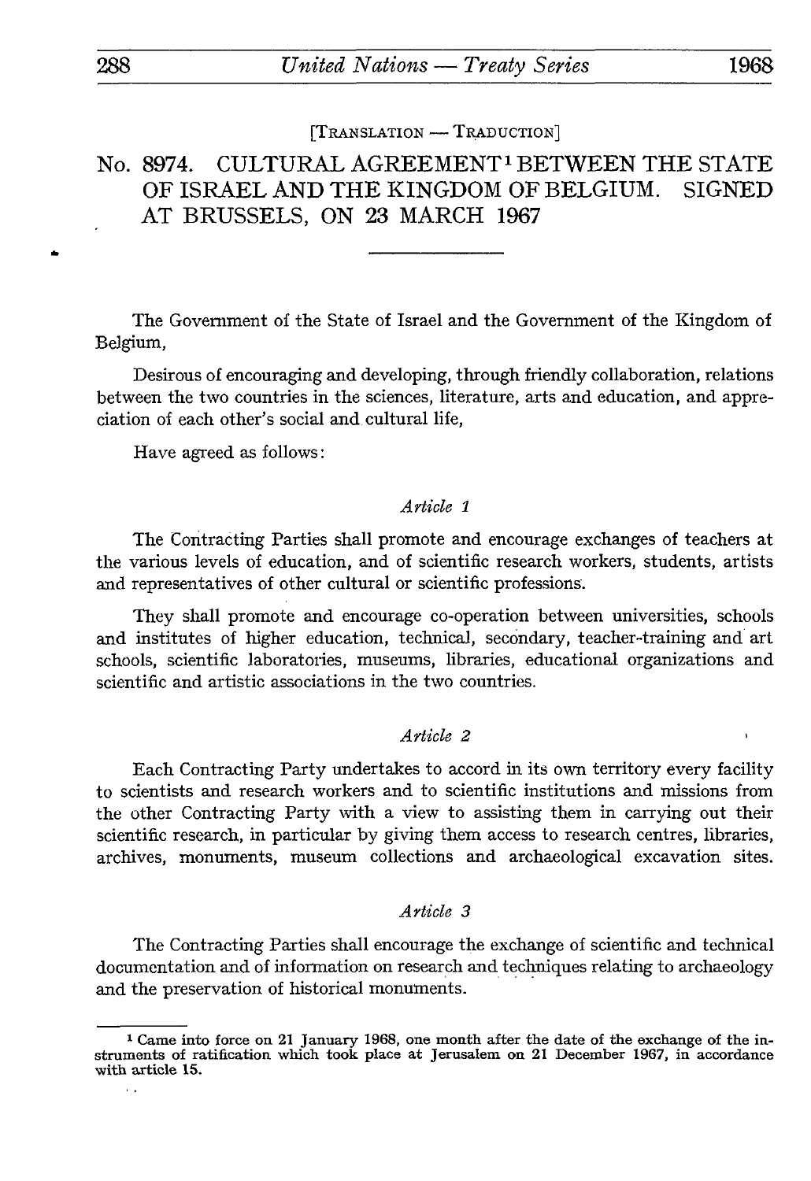[TRANSLATION — TRADUCTION]

# No. 8974. CULTURAL AGREEMENT[1] BETWEEN THE STATE OF ISRAEL AND THE KINGDOM OF BELGIUM. SIGNED AT BRUSSELS, ON 23 MARCH 1967

The Government of the State of Israel and the Government of the Kingdom of Belgium,

Desirous of encouraging and developing, through friendly collaboration, relations between the two countries in the sciences, literature, arts and education, and appreciation of each other's social and cultural life,

Have agreed as follows:

*Article 1*

The Contracting Parties shall promote and encourage exchanges of teachers at the various levels of education, and of scientific research workers, students, artists and representatives of other cultural or scientific professions.

They shall promote and encourage co-operation between universities, schools and institutes of higher education, technical, secondary, teacher-training and art schools, scientific laboratories, museums, libraries, educational organizations and scientific and artistic associations in the two countries.

*Article 2*

Each Contracting Party undertakes to accord in its own territory every facility to scientists and research workers and to scientific institutions and missions from the other Contracting Party with a view to assisting them in carrying out their scientific research, in particular by giving them access to research centres, libraries, archives, monuments, museum collections and archaeological excavation sites.

*Article 3*

The Contracting Parties shall encourage the exchange of scientific and technical documentation and of information on research and techniques relating to archaeology and the preservation of historical monuments.

[1] Came into force on 21 January 1968, one month after the date of the exchange of the instruments of ratification which took place at Jerusalem on 21 December 1967, in accordance with article 15.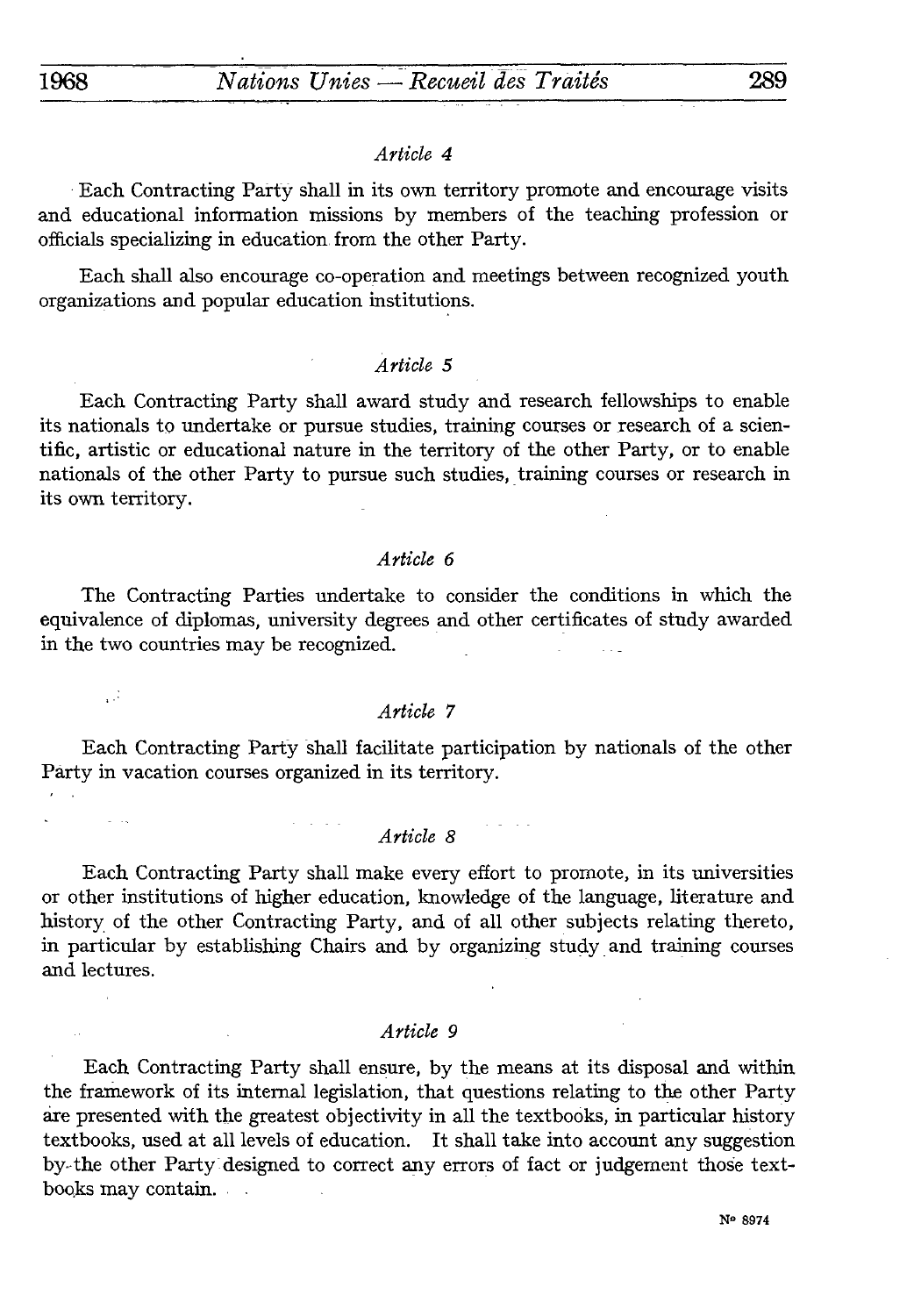*Article 4*

Each Contracting Party shall in its own territory promote and encourage visits and educational information missions by members of the teaching profession or officials specializing in education from the other Party.

Each shall also encourage co-operation and meetings between recognized youth organizations and popular education institutions.

*Article 5*

Each Contracting Party shall award study and research fellowships to enable its nationals to undertake or pursue studies, training courses or research of a scientific, artistic or educational nature in the territory of the other Party, or to enable nationals of the other Party to pursue such studies, training courses or research in its own territory.

*Article 6*

The Contracting Parties undertake to consider the conditions in which the equivalence of diplomas, university degrees and other certificates of study awarded in the two countries may be recognized.

*Article 7*

Each Contracting Party shall facilitate participation by nationals of the other Party in vacation courses organized in its territory.

*Article 8*

Each Contracting Party shall make every effort to promote, in its universities or other institutions of higher education, knowledge of the language, literature and history of the other Contracting Party, and of all other subjects relating thereto, in particular by establishing Chairs and by organizing study and training courses and lectures.

*Article 9*

Each Contracting Party shall ensure, by the means at its disposal and within the framework of its internal legislation, that questions relating to the other Party are presented with the greatest objectivity in all the textbooks, in particular history textbooks, used at all levels of education. It shall take into account any suggestion by the other Party designed to correct any errors of fact or judgement those textbooks may contain.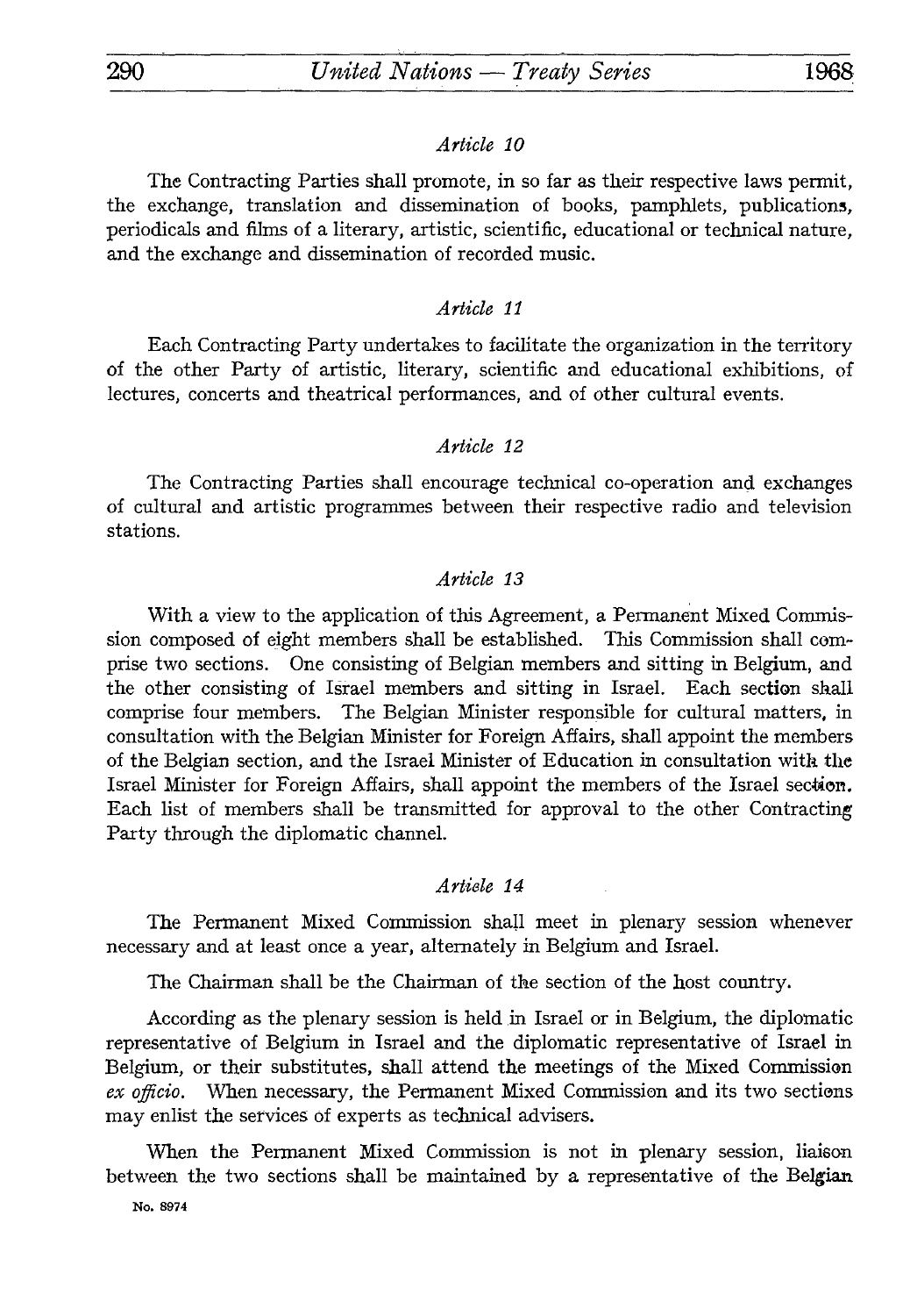*Article 10*

The Contracting Parties shall promote, in so far as their respective laws permit, the exchange, translation and dissemination of books, pamphlets, publications, periodicals and films of a literary, artistic, scientific, educational or technical nature, and the exchange and dissemination of recorded music.

*Article 11*

Each Contracting Party undertakes to facilitate the organization in the territory of the other Party of artistic, literary, scientific and educational exhibitions, of lectures, concerts and theatrical performances, and of other cultural events.

*Article 12*

The Contracting Parties shall encourage technical co-operation and exchanges of cultural and artistic programmes between their respective radio and television stations.

*Article 13*

With a view to the application of this Agreement, a Permanent Mixed Commission composed of eight members shall be established. This Commission shall comprise two sections. One consisting of Belgian members and sitting in Belgium, and the other consisting of Israel members and sitting in Israel. Each section shall comprise four members. The Belgian Minister responsible for cultural matters, in consultation with the Belgian Minister for Foreign Affairs, shall appoint the members of the Belgian section, and the Israel Minister of Education in consultation with the Israel Minister for Foreign Affairs, shall appoint the members of the Israel section. Each list of members shall be transmitted for approval to the other Contracting Party through the diplomatic channel.

*Article 14*

The Permanent Mixed Commission shall meet in plenary session whenever necessary and at least once a year, alternately in Belgium and Israel.

The Chairman shall be the Chairman of the section of the host country.

According as the plenary session is held in Israel or in Belgium, the diplomatic representative of Belgium in Israel and the diplomatic representative of Israel in Belgium, or their substitutes, shall attend the meetings of the Mixed Commission *ex officio*. When necessary, the Permanent Mixed Commission and its two sections may enlist the services of experts as technical advisers.

When the Permanent Mixed Commission is not in plenary session, liaison between the two sections shall be maintained by a representative of the Belgian

No. 8974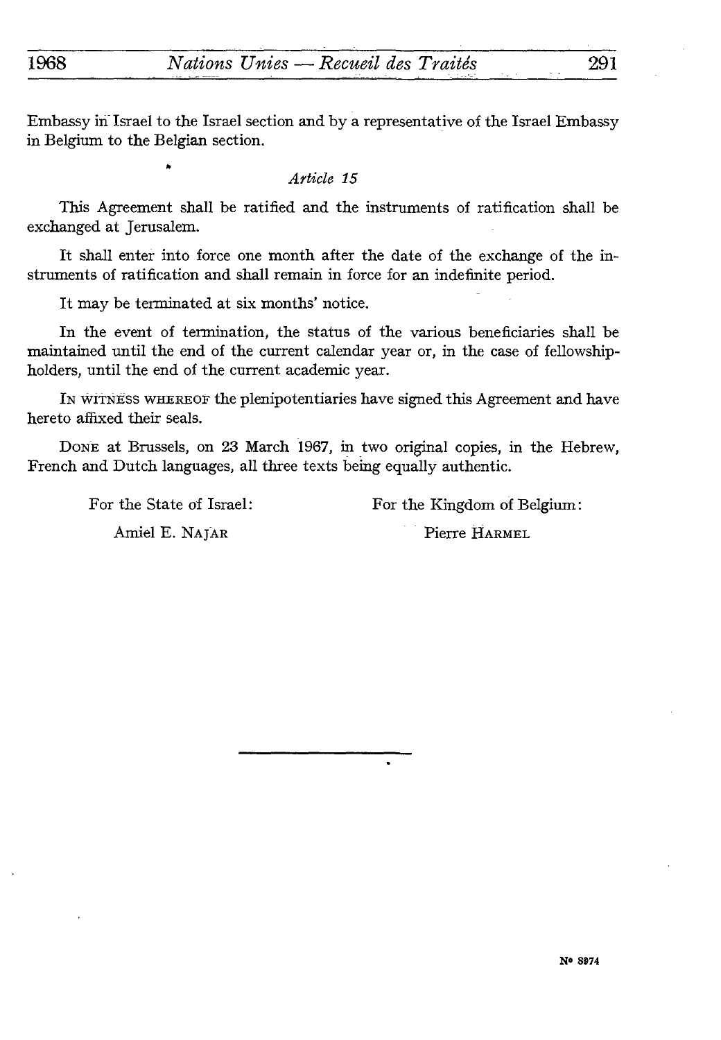Embassy in Israel to the Israel section and by a representative of the Israel Embassy in Belgium to the Belgian section.

*Article 15*

This Agreement shall be ratified and the instruments of ratification shall be exchanged at Jerusalem.

It shall enter into force one month after the date of the exchange of the instruments of ratification and shall remain in force for an indefinite period.

It may be terminated at six months' notice.

In the event of termination, the status of the various beneficiaries shall be maintained until the end of the current calendar year or, in the case of fellowship-holders, until the end of the current academic year.

IN WITNESS WHEREOF the plenipotentiaries have signed this Agreement and have hereto affixed their seals.

DONE at Brussels, on 23 March 1967, in two original copies, in the Hebrew, French and Dutch languages, all three texts being equally authentic.

For the State of Israel:
Amiel E. NAJAR

For the Kingdom of Belgium:
Pierre HARMEL